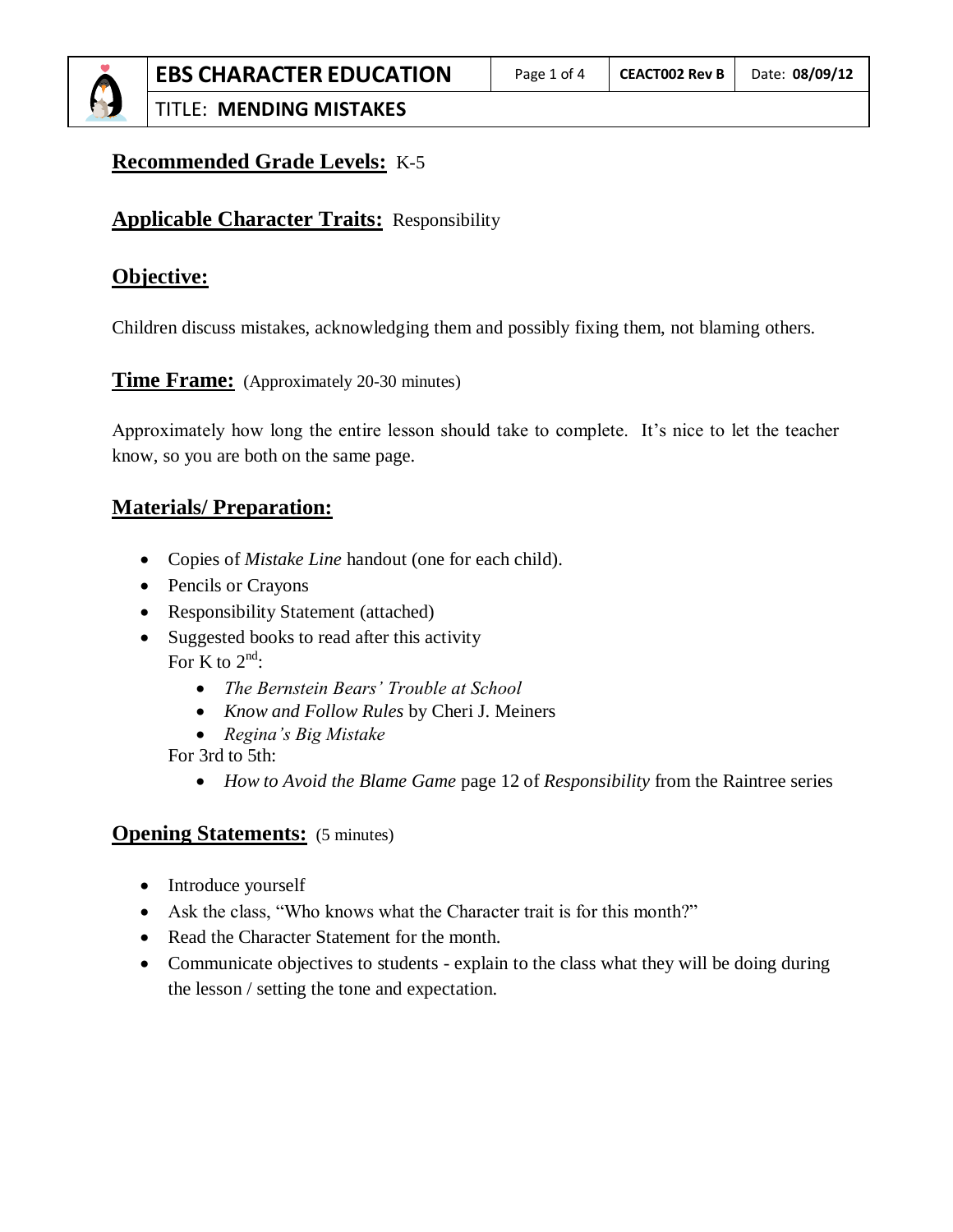# EBS CHARACTER EDUCATION

CEACT002 Rev B | Date: 08/09/12

TITLE: **MENDING MISTAKES**

## Recommended Grade Levels: K-5

## Applicable Character Traits: Responsibility

## Objective:

Children discuss mistakes, acknowledging them and possibly fixing them, not blaming others.

## Time Frame: (Approximately 20-30 minutes)

Approximately how long the entire lesson should take to complete. It's nice to let the teacher know, so you are both on the same page.

## Materials/ Preparation:

- Copies of *Mistake Line* handout (one for each child).
- Pencils or Crayons
- Responsibility Statement (attached)
- Suggested books to read after this activity
  For K to 2nd:
  - *The Bernstein Bears' Trouble at School*
  - *Know and Follow Rules* by Cheri J. Meiners
  - *Regina's Big Mistake*

  For 3rd to 5th:
  - *How to Avoid the Blame Game* page 12 of *Responsibility* from the Raintree series

## Opening Statements: (5 minutes)

- Introduce yourself
- Ask the class, "Who knows what the Character trait is for this month?"
- Read the Character Statement for the month.
- Communicate objectives to students - explain to the class what they will be doing during the lesson / setting the tone and expectation.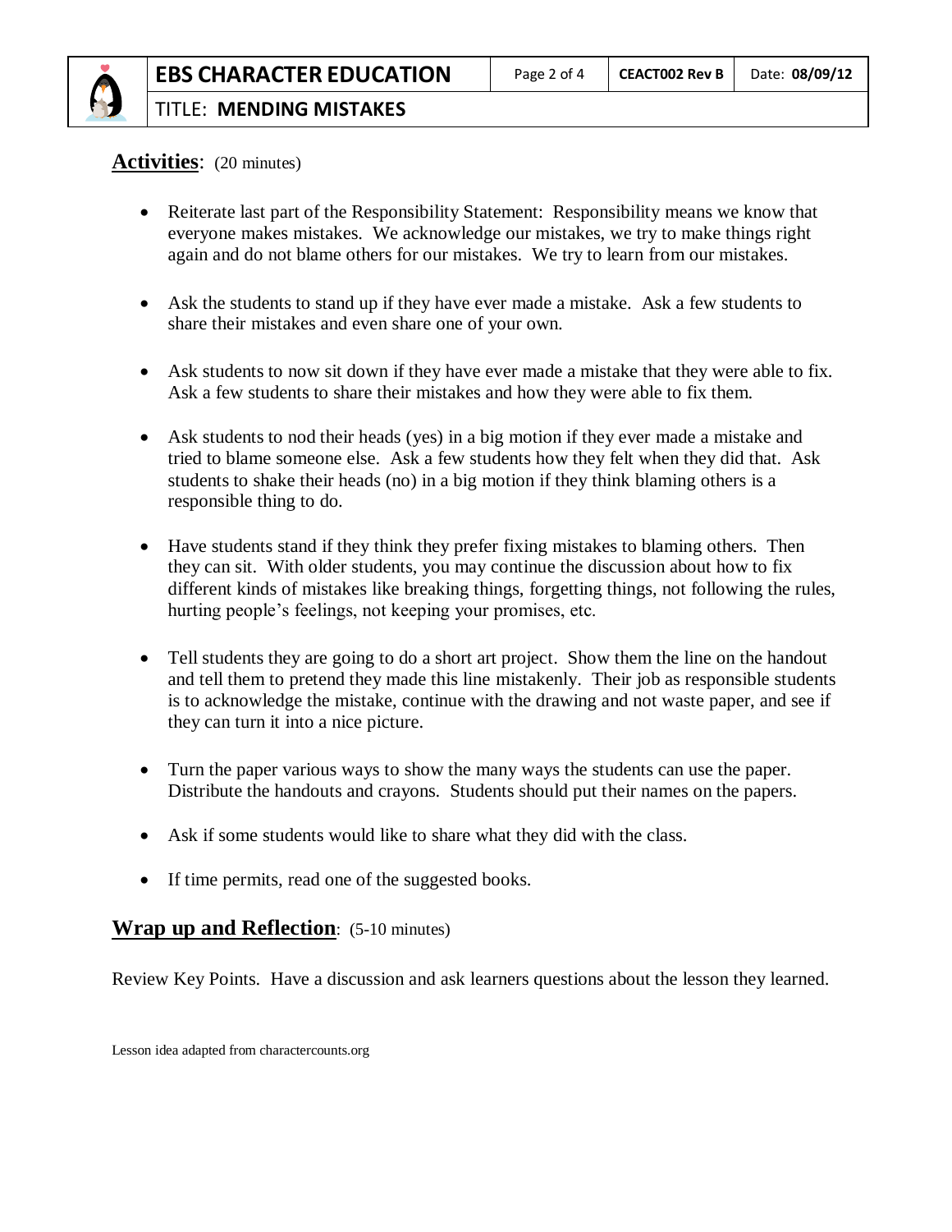## Activities: (20 minutes)

- Reiterate last part of the Responsibility Statement: Responsibility means we know that everyone makes mistakes. We acknowledge our mistakes, we try to make things right again and do not blame others for our mistakes. We try to learn from our mistakes.
- Ask the students to stand up if they have ever made a mistake. Ask a few students to share their mistakes and even share one of your own.
- Ask students to now sit down if they have ever made a mistake that they were able to fix. Ask a few students to share their mistakes and how they were able to fix them.
- Ask students to nod their heads (yes) in a big motion if they ever made a mistake and tried to blame someone else. Ask a few students how they felt when they did that. Ask students to shake their heads (no) in a big motion if they think blaming others is a responsible thing to do.
- Have students stand if they think they prefer fixing mistakes to blaming others. Then they can sit. With older students, you may continue the discussion about how to fix different kinds of mistakes like breaking things, forgetting things, not following the rules, hurting people's feelings, not keeping your promises, etc.
- Tell students they are going to do a short art project. Show them the line on the handout and tell them to pretend they made this line mistakenly. Their job as responsible students is to acknowledge the mistake, continue with the drawing and not waste paper, and see if they can turn it into a nice picture.
- Turn the paper various ways to show the many ways the students can use the paper. Distribute the handouts and crayons. Students should put their names on the papers.
- Ask if some students would like to share what they did with the class.
- If time permits, read one of the suggested books.

## Wrap up and Reflection: (5-10 minutes)

Review Key Points. Have a discussion and ask learners questions about the lesson they learned.

Lesson idea adapted from charactercounts.org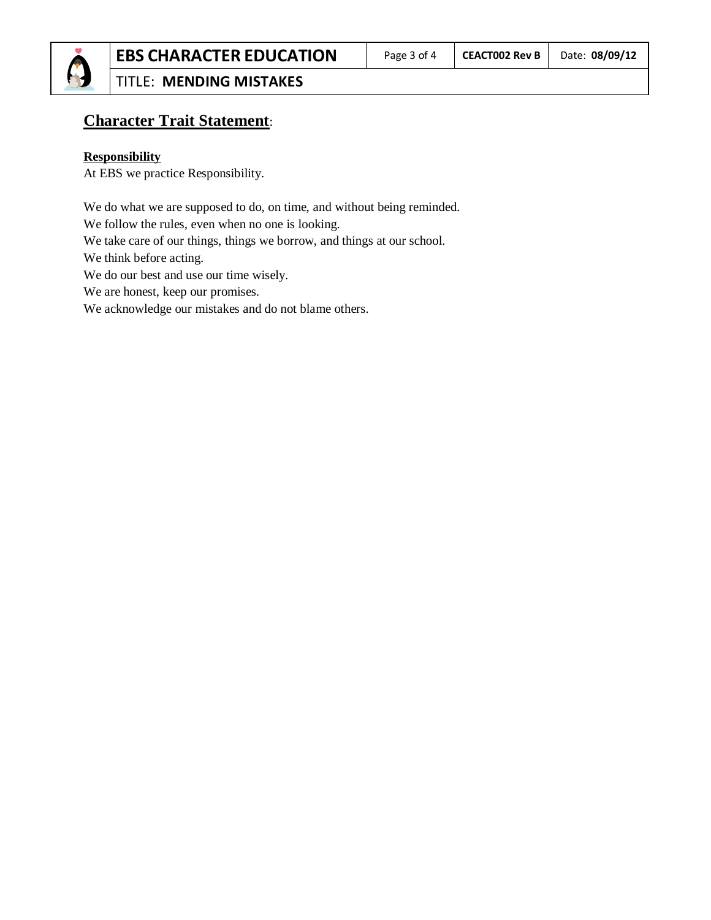## **Character Trait Statement**:

**Responsibility**

At EBS we practice Responsibility.

We do what we are supposed to do, on time, and without being reminded.
We follow the rules, even when no one is looking.
We take care of our things, things we borrow, and things at our school.
We think before acting.
We do our best and use our time wisely.
We are honest, keep our promises.
We acknowledge our mistakes and do not blame others.